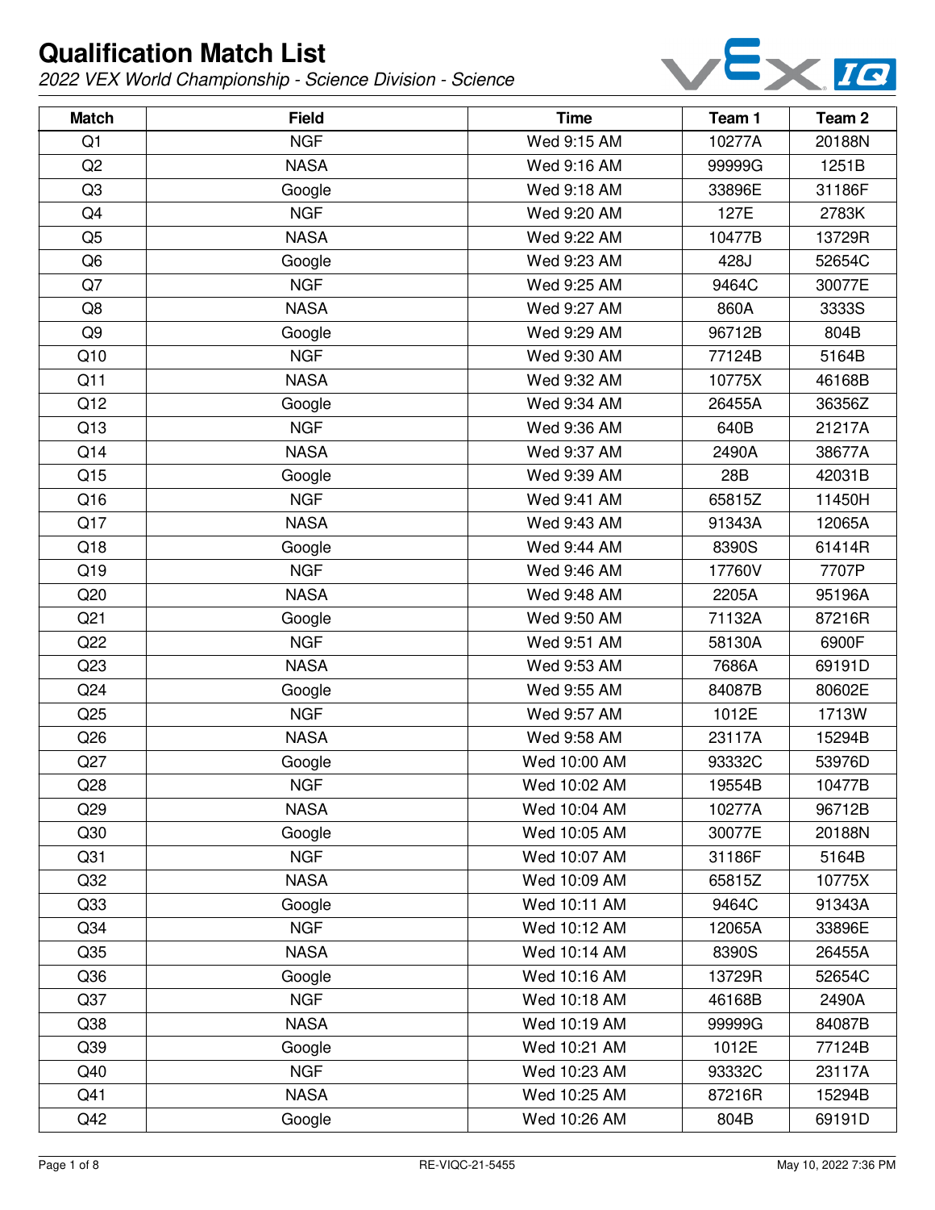# Qualification Match List

*2022 VEX World Championship - Science Division - Science*

| Match | Field | Time | Team 1 | Team 2 |
|---|---|---|---|---|
| Q1 | NGF | Wed 9:15 AM | 10277A | 20188N |
| Q2 | NASA | Wed 9:16 AM | 99999G | 1251B |
| Q3 | Google | Wed 9:18 AM | 33896E | 31186F |
| Q4 | NGF | Wed 9:20 AM | 127E | 2783K |
| Q5 | NASA | Wed 9:22 AM | 10477B | 13729R |
| Q6 | Google | Wed 9:23 AM | 428J | 52654C |
| Q7 | NGF | Wed 9:25 AM | 9464C | 30077E |
| Q8 | NASA | Wed 9:27 AM | 860A | 3333S |
| Q9 | Google | Wed 9:29 AM | 96712B | 804B |
| Q10 | NGF | Wed 9:30 AM | 77124B | 5164B |
| Q11 | NASA | Wed 9:32 AM | 10775X | 46168B |
| Q12 | Google | Wed 9:34 AM | 26455A | 36356Z |
| Q13 | NGF | Wed 9:36 AM | 640B | 21217A |
| Q14 | NASA | Wed 9:37 AM | 2490A | 38677A |
| Q15 | Google | Wed 9:39 AM | 28B | 42031B |
| Q16 | NGF | Wed 9:41 AM | 65815Z | 11450H |
| Q17 | NASA | Wed 9:43 AM | 91343A | 12065A |
| Q18 | Google | Wed 9:44 AM | 8390S | 61414R |
| Q19 | NGF | Wed 9:46 AM | 17760V | 7707P |
| Q20 | NASA | Wed 9:48 AM | 2205A | 95196A |
| Q21 | Google | Wed 9:50 AM | 71132A | 87216R |
| Q22 | NGF | Wed 9:51 AM | 58130A | 6900F |
| Q23 | NASA | Wed 9:53 AM | 7686A | 69191D |
| Q24 | Google | Wed 9:55 AM | 84087B | 80602E |
| Q25 | NGF | Wed 9:57 AM | 1012E | 1713W |
| Q26 | NASA | Wed 9:58 AM | 23117A | 15294B |
| Q27 | Google | Wed 10:00 AM | 93332C | 53976D |
| Q28 | NGF | Wed 10:02 AM | 19554B | 10477B |
| Q29 | NASA | Wed 10:04 AM | 10277A | 96712B |
| Q30 | Google | Wed 10:05 AM | 30077E | 20188N |
| Q31 | NGF | Wed 10:07 AM | 31186F | 5164B |
| Q32 | NASA | Wed 10:09 AM | 65815Z | 10775X |
| Q33 | Google | Wed 10:11 AM | 9464C | 91343A |
| Q34 | NGF | Wed 10:12 AM | 12065A | 33896E |
| Q35 | NASA | Wed 10:14 AM | 8390S | 26455A |
| Q36 | Google | Wed 10:16 AM | 13729R | 52654C |
| Q37 | NGF | Wed 10:18 AM | 46168B | 2490A |
| Q38 | NASA | Wed 10:19 AM | 99999G | 84087B |
| Q39 | Google | Wed 10:21 AM | 1012E | 77124B |
| Q40 | NGF | Wed 10:23 AM | 93332C | 23117A |
| Q41 | NASA | Wed 10:25 AM | 87216R | 15294B |
| Q42 | Google | Wed 10:26 AM | 804B | 69191D |

RE-VIQC-21-5455

May 10, 2022 7:36 PM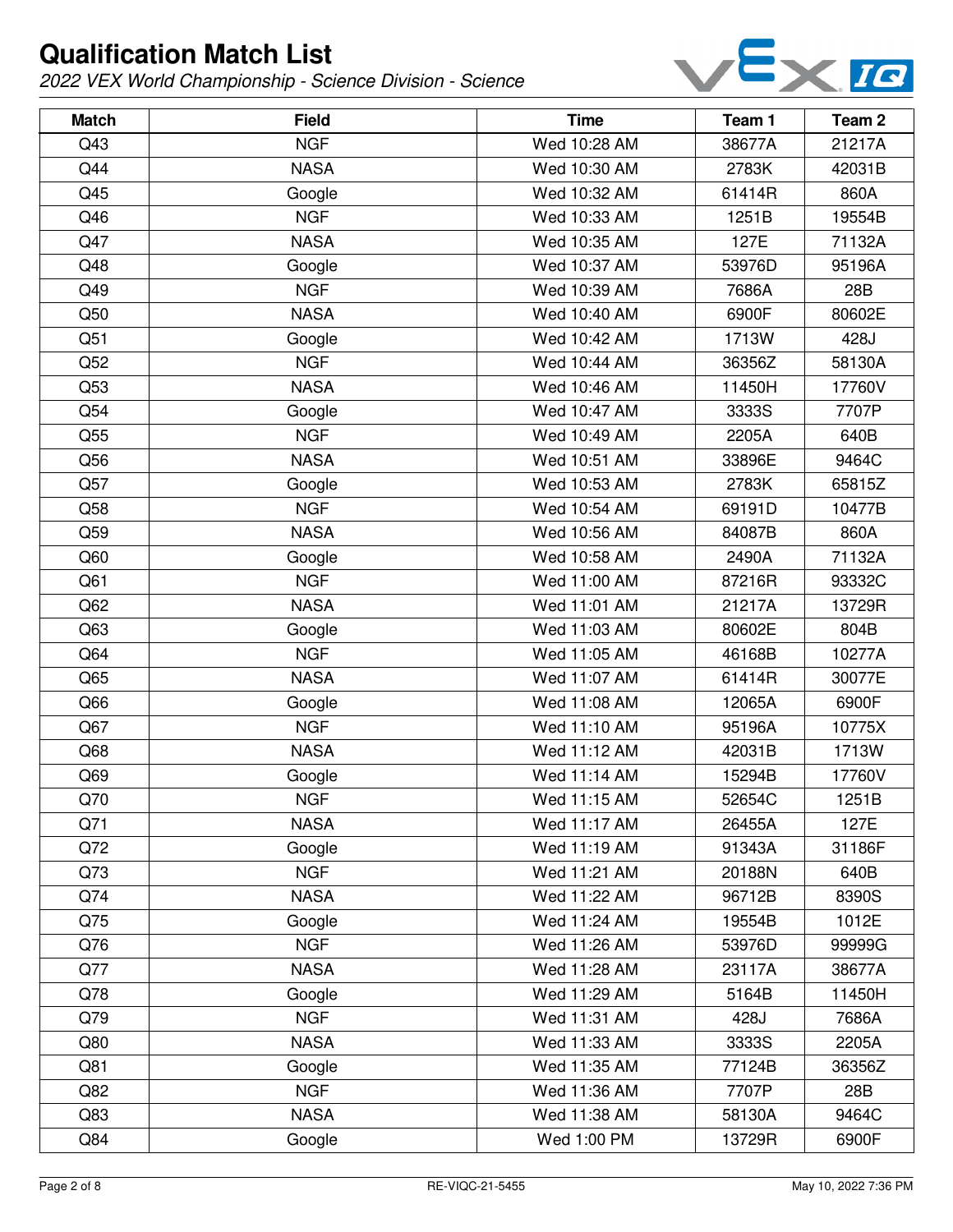# Qualification Match List

*2022 VEX World Championship - Science Division - Science*

| Match | Field | Time | Team 1 | Team 2 |
|---|---|---|---|---|
| Q43 | NGF | Wed 10:28 AM | 38677A | 21217A |
| Q44 | NASA | Wed 10:30 AM | 2783K | 42031B |
| Q45 | Google | Wed 10:32 AM | 61414R | 860A |
| Q46 | NGF | Wed 10:33 AM | 1251B | 19554B |
| Q47 | NASA | Wed 10:35 AM | 127E | 71132A |
| Q48 | Google | Wed 10:37 AM | 53976D | 95196A |
| Q49 | NGF | Wed 10:39 AM | 7686A | 28B |
| Q50 | NASA | Wed 10:40 AM | 6900F | 80602E |
| Q51 | Google | Wed 10:42 AM | 1713W | 428J |
| Q52 | NGF | Wed 10:44 AM | 36356Z | 58130A |
| Q53 | NASA | Wed 10:46 AM | 11450H | 17760V |
| Q54 | Google | Wed 10:47 AM | 3333S | 7707P |
| Q55 | NGF | Wed 10:49 AM | 2205A | 640B |
| Q56 | NASA | Wed 10:51 AM | 33896E | 9464C |
| Q57 | Google | Wed 10:53 AM | 2783K | 65815Z |
| Q58 | NGF | Wed 10:54 AM | 69191D | 10477B |
| Q59 | NASA | Wed 10:56 AM | 84087B | 860A |
| Q60 | Google | Wed 10:58 AM | 2490A | 71132A |
| Q61 | NGF | Wed 11:00 AM | 87216R | 93332C |
| Q62 | NASA | Wed 11:01 AM | 21217A | 13729R |
| Q63 | Google | Wed 11:03 AM | 80602E | 804B |
| Q64 | NGF | Wed 11:05 AM | 46168B | 10277A |
| Q65 | NASA | Wed 11:07 AM | 61414R | 30077E |
| Q66 | Google | Wed 11:08 AM | 12065A | 6900F |
| Q67 | NGF | Wed 11:10 AM | 95196A | 10775X |
| Q68 | NASA | Wed 11:12 AM | 42031B | 1713W |
| Q69 | Google | Wed 11:14 AM | 15294B | 17760V |
| Q70 | NGF | Wed 11:15 AM | 52654C | 1251B |
| Q71 | NASA | Wed 11:17 AM | 26455A | 127E |
| Q72 | Google | Wed 11:19 AM | 91343A | 31186F |
| Q73 | NGF | Wed 11:21 AM | 20188N | 640B |
| Q74 | NASA | Wed 11:22 AM | 96712B | 8390S |
| Q75 | Google | Wed 11:24 AM | 19554B | 1012E |
| Q76 | NGF | Wed 11:26 AM | 53976D | 99999G |
| Q77 | NASA | Wed 11:28 AM | 23117A | 38677A |
| Q78 | Google | Wed 11:29 AM | 5164B | 11450H |
| Q79 | NGF | Wed 11:31 AM | 428J | 7686A |
| Q80 | NASA | Wed 11:33 AM | 3333S | 2205A |
| Q81 | Google | Wed 11:35 AM | 77124B | 36356Z |
| Q82 | NGF | Wed 11:36 AM | 7707P | 28B |
| Q83 | NASA | Wed 11:38 AM | 58130A | 9464C |
| Q84 | Google | Wed 1:00 PM | 13729R | 6900F |

RE-VIQC-21-5455

May 10, 2022 7:36 PM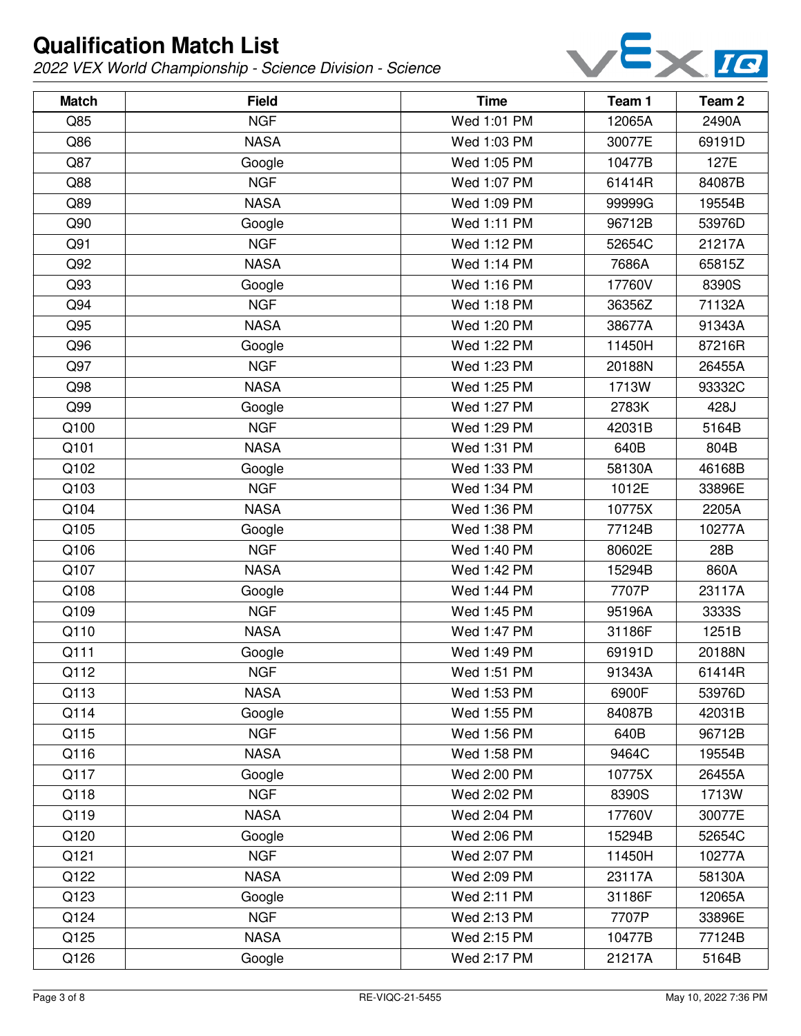# Qualification Match List

*2022 VEX World Championship - Science Division - Science*

| Match | Field | Time | Team 1 | Team 2 |
|---|---|---|---|---|
| Q85 | NGF | Wed 1:01 PM | 12065A | 2490A |
| Q86 | NASA | Wed 1:03 PM | 30077E | 69191D |
| Q87 | Google | Wed 1:05 PM | 10477B | 127E |
| Q88 | NGF | Wed 1:07 PM | 61414R | 84087B |
| Q89 | NASA | Wed 1:09 PM | 99999G | 19554B |
| Q90 | Google | Wed 1:11 PM | 96712B | 53976D |
| Q91 | NGF | Wed 1:12 PM | 52654C | 21217A |
| Q92 | NASA | Wed 1:14 PM | 7686A | 65815Z |
| Q93 | Google | Wed 1:16 PM | 17760V | 8390S |
| Q94 | NGF | Wed 1:18 PM | 36356Z | 71132A |
| Q95 | NASA | Wed 1:20 PM | 38677A | 91343A |
| Q96 | Google | Wed 1:22 PM | 11450H | 87216R |
| Q97 | NGF | Wed 1:23 PM | 20188N | 26455A |
| Q98 | NASA | Wed 1:25 PM | 1713W | 93332C |
| Q99 | Google | Wed 1:27 PM | 2783K | 428J |
| Q100 | NGF | Wed 1:29 PM | 42031B | 5164B |
| Q101 | NASA | Wed 1:31 PM | 640B | 804B |
| Q102 | Google | Wed 1:33 PM | 58130A | 46168B |
| Q103 | NGF | Wed 1:34 PM | 1012E | 33896E |
| Q104 | NASA | Wed 1:36 PM | 10775X | 2205A |
| Q105 | Google | Wed 1:38 PM | 77124B | 10277A |
| Q106 | NGF | Wed 1:40 PM | 80602E | 28B |
| Q107 | NASA | Wed 1:42 PM | 15294B | 860A |
| Q108 | Google | Wed 1:44 PM | 7707P | 23117A |
| Q109 | NGF | Wed 1:45 PM | 95196A | 3333S |
| Q110 | NASA | Wed 1:47 PM | 31186F | 1251B |
| Q111 | Google | Wed 1:49 PM | 69191D | 20188N |
| Q112 | NGF | Wed 1:51 PM | 91343A | 61414R |
| Q113 | NASA | Wed 1:53 PM | 6900F | 53976D |
| Q114 | Google | Wed 1:55 PM | 84087B | 42031B |
| Q115 | NGF | Wed 1:56 PM | 640B | 96712B |
| Q116 | NASA | Wed 1:58 PM | 9464C | 19554B |
| Q117 | Google | Wed 2:00 PM | 10775X | 26455A |
| Q118 | NGF | Wed 2:02 PM | 8390S | 1713W |
| Q119 | NASA | Wed 2:04 PM | 17760V | 30077E |
| Q120 | Google | Wed 2:06 PM | 15294B | 52654C |
| Q121 | NGF | Wed 2:07 PM | 11450H | 10277A |
| Q122 | NASA | Wed 2:09 PM | 23117A | 58130A |
| Q123 | Google | Wed 2:11 PM | 31186F | 12065A |
| Q124 | NGF | Wed 2:13 PM | 7707P | 33896E |
| Q125 | NASA | Wed 2:15 PM | 10477B | 77124B |
| Q126 | Google | Wed 2:17 PM | 21217A | 5164B |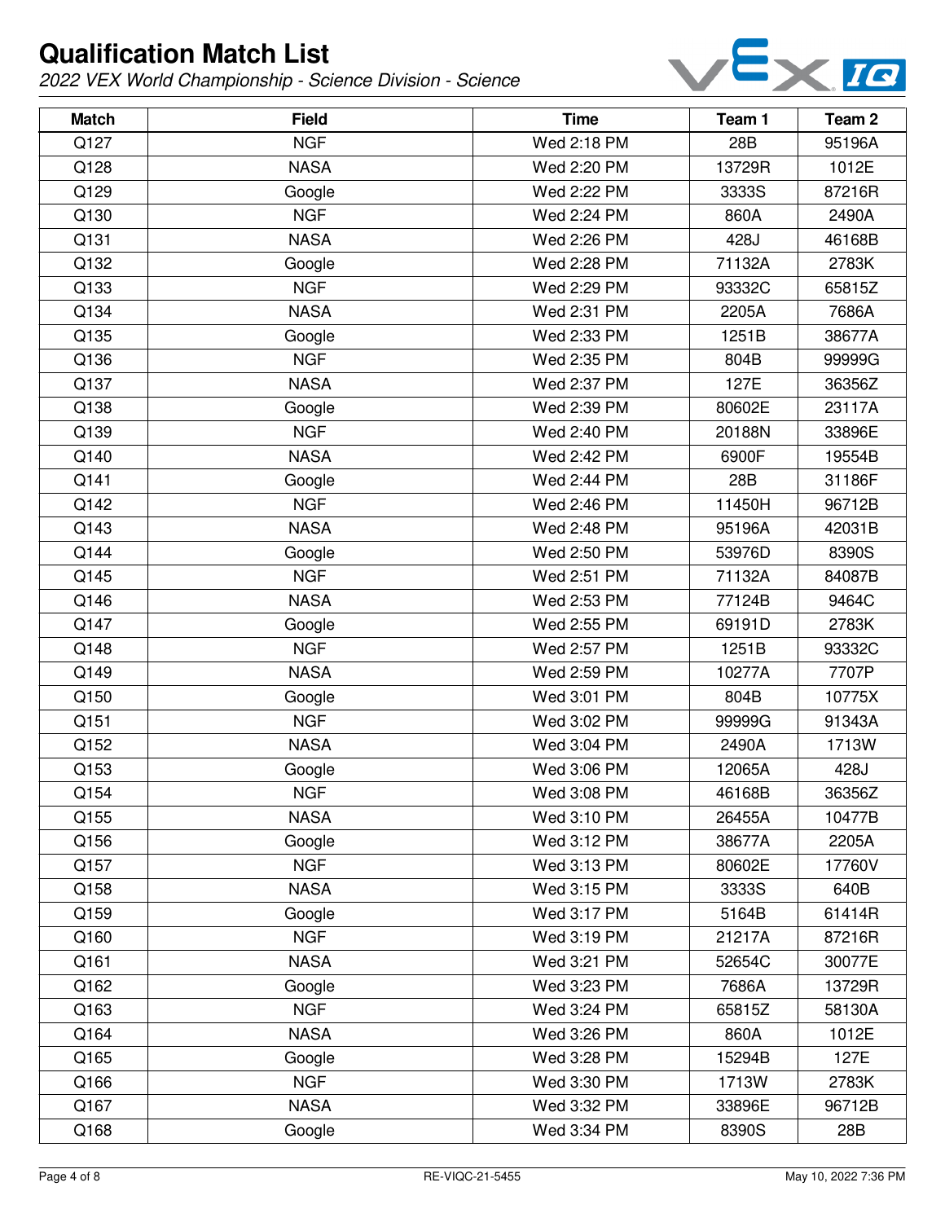# Qualification Match List

*2022 VEX World Championship - Science Division - Science*

| Match | Field | Time | Team 1 | Team 2 |
|---|---|---|---|---|
| Q127 | NGF | Wed 2:18 PM | 28B | 95196A |
| Q128 | NASA | Wed 2:20 PM | 13729R | 1012E |
| Q129 | Google | Wed 2:22 PM | 3333S | 87216R |
| Q130 | NGF | Wed 2:24 PM | 860A | 2490A |
| Q131 | NASA | Wed 2:26 PM | 428J | 46168B |
| Q132 | Google | Wed 2:28 PM | 71132A | 2783K |
| Q133 | NGF | Wed 2:29 PM | 93332C | 65815Z |
| Q134 | NASA | Wed 2:31 PM | 2205A | 7686A |
| Q135 | Google | Wed 2:33 PM | 1251B | 38677A |
| Q136 | NGF | Wed 2:35 PM | 804B | 99999G |
| Q137 | NASA | Wed 2:37 PM | 127E | 36356Z |
| Q138 | Google | Wed 2:39 PM | 80602E | 23117A |
| Q139 | NGF | Wed 2:40 PM | 20188N | 33896E |
| Q140 | NASA | Wed 2:42 PM | 6900F | 19554B |
| Q141 | Google | Wed 2:44 PM | 28B | 31186F |
| Q142 | NGF | Wed 2:46 PM | 11450H | 96712B |
| Q143 | NASA | Wed 2:48 PM | 95196A | 42031B |
| Q144 | Google | Wed 2:50 PM | 53976D | 8390S |
| Q145 | NGF | Wed 2:51 PM | 71132A | 84087B |
| Q146 | NASA | Wed 2:53 PM | 77124B | 9464C |
| Q147 | Google | Wed 2:55 PM | 69191D | 2783K |
| Q148 | NGF | Wed 2:57 PM | 1251B | 93332C |
| Q149 | NASA | Wed 2:59 PM | 10277A | 7707P |
| Q150 | Google | Wed 3:01 PM | 804B | 10775X |
| Q151 | NGF | Wed 3:02 PM | 99999G | 91343A |
| Q152 | NASA | Wed 3:04 PM | 2490A | 1713W |
| Q153 | Google | Wed 3:06 PM | 12065A | 428J |
| Q154 | NGF | Wed 3:08 PM | 46168B | 36356Z |
| Q155 | NASA | Wed 3:10 PM | 26455A | 10477B |
| Q156 | Google | Wed 3:12 PM | 38677A | 2205A |
| Q157 | NGF | Wed 3:13 PM | 80602E | 17760V |
| Q158 | NASA | Wed 3:15 PM | 3333S | 640B |
| Q159 | Google | Wed 3:17 PM | 5164B | 61414R |
| Q160 | NGF | Wed 3:19 PM | 21217A | 87216R |
| Q161 | NASA | Wed 3:21 PM | 52654C | 30077E |
| Q162 | Google | Wed 3:23 PM | 7686A | 13729R |
| Q163 | NGF | Wed 3:24 PM | 65815Z | 58130A |
| Q164 | NASA | Wed 3:26 PM | 860A | 1012E |
| Q165 | Google | Wed 3:28 PM | 15294B | 127E |
| Q166 | NGF | Wed 3:30 PM | 1713W | 2783K |
| Q167 | NASA | Wed 3:32 PM | 33896E | 96712B |
| Q168 | Google | Wed 3:34 PM | 8390S | 28B |

RE-VIQC-21-5455

May 10, 2022 7:36 PM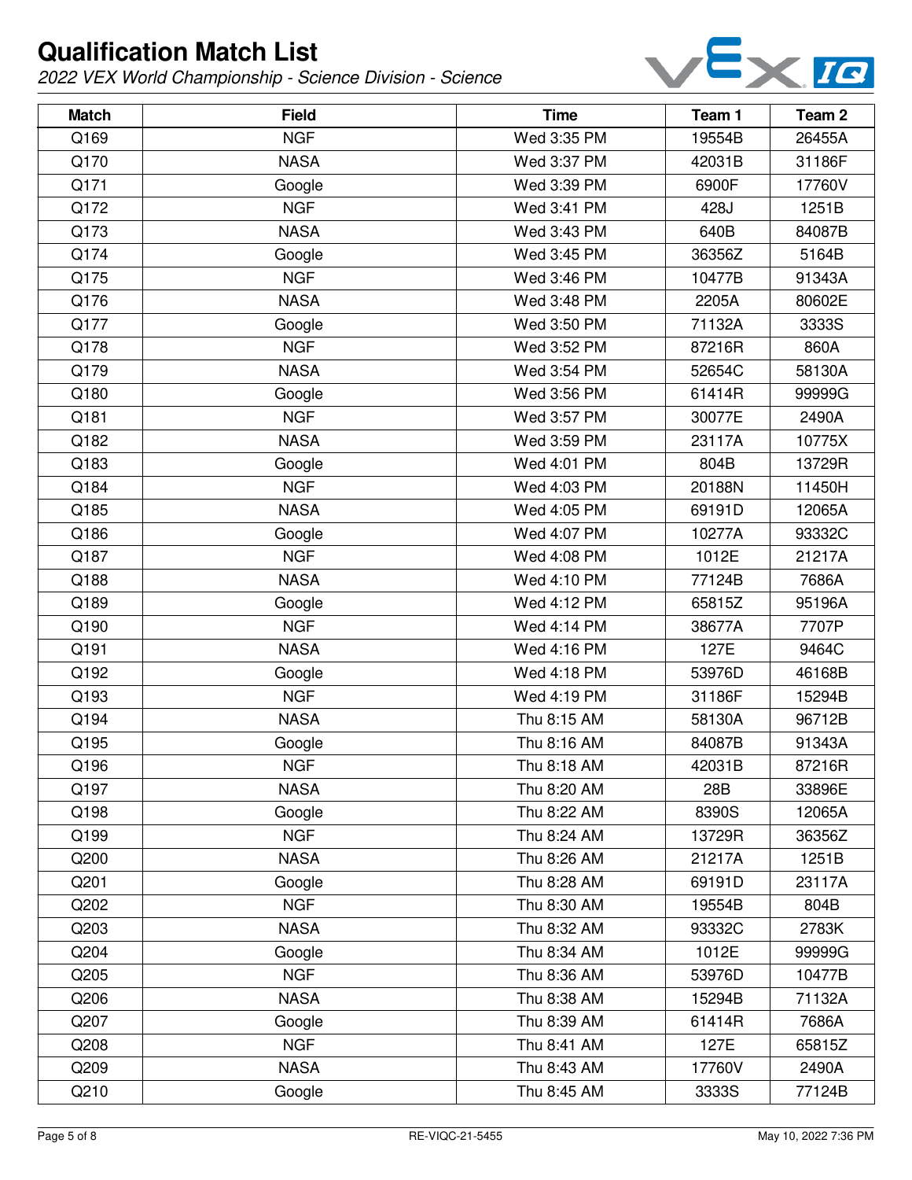# Qualification Match List

*2022 VEX World Championship - Science Division - Science*

| Match | Field | Time | Team 1 | Team 2 |
|---|---|---|---|---|
| Q169 | NGF | Wed 3:35 PM | 19554B | 26455A |
| Q170 | NASA | Wed 3:37 PM | 42031B | 31186F |
| Q171 | Google | Wed 3:39 PM | 6900F | 17760V |
| Q172 | NGF | Wed 3:41 PM | 428J | 1251B |
| Q173 | NASA | Wed 3:43 PM | 640B | 84087B |
| Q174 | Google | Wed 3:45 PM | 36356Z | 5164B |
| Q175 | NGF | Wed 3:46 PM | 10477B | 91343A |
| Q176 | NASA | Wed 3:48 PM | 2205A | 80602E |
| Q177 | Google | Wed 3:50 PM | 71132A | 3333S |
| Q178 | NGF | Wed 3:52 PM | 87216R | 860A |
| Q179 | NASA | Wed 3:54 PM | 52654C | 58130A |
| Q180 | Google | Wed 3:56 PM | 61414R | 99999G |
| Q181 | NGF | Wed 3:57 PM | 30077E | 2490A |
| Q182 | NASA | Wed 3:59 PM | 23117A | 10775X |
| Q183 | Google | Wed 4:01 PM | 804B | 13729R |
| Q184 | NGF | Wed 4:03 PM | 20188N | 11450H |
| Q185 | NASA | Wed 4:05 PM | 69191D | 12065A |
| Q186 | Google | Wed 4:07 PM | 10277A | 93332C |
| Q187 | NGF | Wed 4:08 PM | 1012E | 21217A |
| Q188 | NASA | Wed 4:10 PM | 77124B | 7686A |
| Q189 | Google | Wed 4:12 PM | 65815Z | 95196A |
| Q190 | NGF | Wed 4:14 PM | 38677A | 7707P |
| Q191 | NASA | Wed 4:16 PM | 127E | 9464C |
| Q192 | Google | Wed 4:18 PM | 53976D | 46168B |
| Q193 | NGF | Wed 4:19 PM | 31186F | 15294B |
| Q194 | NASA | Thu 8:15 AM | 58130A | 96712B |
| Q195 | Google | Thu 8:16 AM | 84087B | 91343A |
| Q196 | NGF | Thu 8:18 AM | 42031B | 87216R |
| Q197 | NASA | Thu 8:20 AM | 28B | 33896E |
| Q198 | Google | Thu 8:22 AM | 8390S | 12065A |
| Q199 | NGF | Thu 8:24 AM | 13729R | 36356Z |
| Q200 | NASA | Thu 8:26 AM | 21217A | 1251B |
| Q201 | Google | Thu 8:28 AM | 69191D | 23117A |
| Q202 | NGF | Thu 8:30 AM | 19554B | 804B |
| Q203 | NASA | Thu 8:32 AM | 93332C | 2783K |
| Q204 | Google | Thu 8:34 AM | 1012E | 99999G |
| Q205 | NGF | Thu 8:36 AM | 53976D | 10477B |
| Q206 | NASA | Thu 8:38 AM | 15294B | 71132A |
| Q207 | Google | Thu 8:39 AM | 61414R | 7686A |
| Q208 | NGF | Thu 8:41 AM | 127E | 65815Z |
| Q209 | NASA | Thu 8:43 AM | 17760V | 2490A |
| Q210 | Google | Thu 8:45 AM | 3333S | 77124B |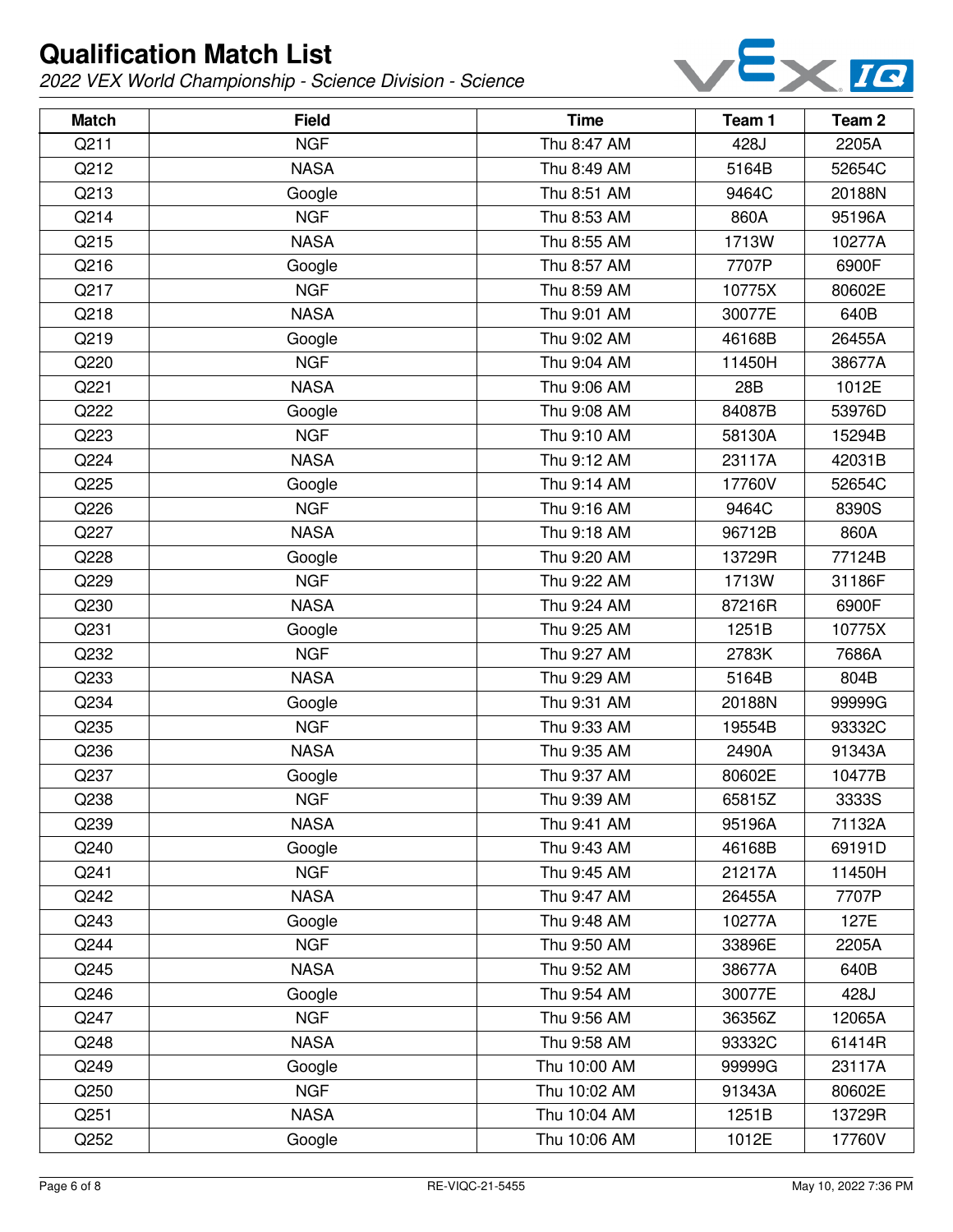# Qualification Match List

*2022 VEX World Championship - Science Division - Science*

| Match | Field | Time | Team 1 | Team 2 |
|---|---|---|---|---|
| Q211 | NGF | Thu 8:47 AM | 428J | 2205A |
| Q212 | NASA | Thu 8:49 AM | 5164B | 52654C |
| Q213 | Google | Thu 8:51 AM | 9464C | 20188N |
| Q214 | NGF | Thu 8:53 AM | 860A | 95196A |
| Q215 | NASA | Thu 8:55 AM | 1713W | 10277A |
| Q216 | Google | Thu 8:57 AM | 7707P | 6900F |
| Q217 | NGF | Thu 8:59 AM | 10775X | 80602E |
| Q218 | NASA | Thu 9:01 AM | 30077E | 640B |
| Q219 | Google | Thu 9:02 AM | 46168B | 26455A |
| Q220 | NGF | Thu 9:04 AM | 11450H | 38677A |
| Q221 | NASA | Thu 9:06 AM | 28B | 1012E |
| Q222 | Google | Thu 9:08 AM | 84087B | 53976D |
| Q223 | NGF | Thu 9:10 AM | 58130A | 15294B |
| Q224 | NASA | Thu 9:12 AM | 23117A | 42031B |
| Q225 | Google | Thu 9:14 AM | 17760V | 52654C |
| Q226 | NGF | Thu 9:16 AM | 9464C | 8390S |
| Q227 | NASA | Thu 9:18 AM | 96712B | 860A |
| Q228 | Google | Thu 9:20 AM | 13729R | 77124B |
| Q229 | NGF | Thu 9:22 AM | 1713W | 31186F |
| Q230 | NASA | Thu 9:24 AM | 87216R | 6900F |
| Q231 | Google | Thu 9:25 AM | 1251B | 10775X |
| Q232 | NGF | Thu 9:27 AM | 2783K | 7686A |
| Q233 | NASA | Thu 9:29 AM | 5164B | 804B |
| Q234 | Google | Thu 9:31 AM | 20188N | 99999G |
| Q235 | NGF | Thu 9:33 AM | 19554B | 93332C |
| Q236 | NASA | Thu 9:35 AM | 2490A | 91343A |
| Q237 | Google | Thu 9:37 AM | 80602E | 10477B |
| Q238 | NGF | Thu 9:39 AM | 65815Z | 3333S |
| Q239 | NASA | Thu 9:41 AM | 95196A | 71132A |
| Q240 | Google | Thu 9:43 AM | 46168B | 69191D |
| Q241 | NGF | Thu 9:45 AM | 21217A | 11450H |
| Q242 | NASA | Thu 9:47 AM | 26455A | 7707P |
| Q243 | Google | Thu 9:48 AM | 10277A | 127E |
| Q244 | NGF | Thu 9:50 AM | 33896E | 2205A |
| Q245 | NASA | Thu 9:52 AM | 38677A | 640B |
| Q246 | Google | Thu 9:54 AM | 30077E | 428J |
| Q247 | NGF | Thu 9:56 AM | 36356Z | 12065A |
| Q248 | NASA | Thu 9:58 AM | 93332C | 61414R |
| Q249 | Google | Thu 10:00 AM | 99999G | 23117A |
| Q250 | NGF | Thu 10:02 AM | 91343A | 80602E |
| Q251 | NASA | Thu 10:04 AM | 1251B | 13729R |
| Q252 | Google | Thu 10:06 AM | 1012E | 17760V |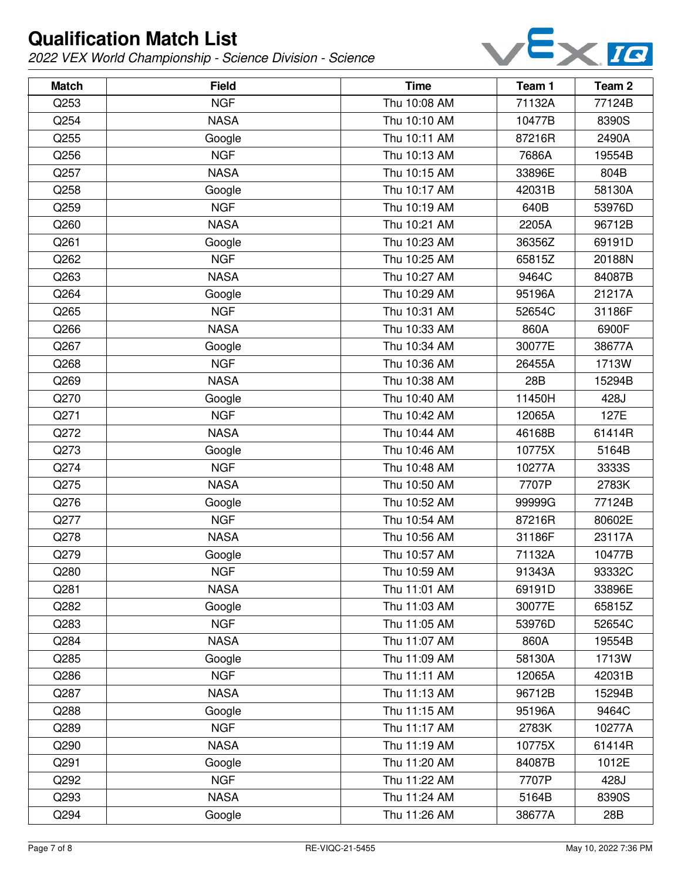# Qualification Match List

*2022 VEX World Championship - Science Division - Science*

| Match | Field | Time | Team 1 | Team 2 |
|---|---|---|---|---|
| Q253 | NGF | Thu 10:08 AM | 71132A | 77124B |
| Q254 | NASA | Thu 10:10 AM | 10477B | 8390S |
| Q255 | Google | Thu 10:11 AM | 87216R | 2490A |
| Q256 | NGF | Thu 10:13 AM | 7686A | 19554B |
| Q257 | NASA | Thu 10:15 AM | 33896E | 804B |
| Q258 | Google | Thu 10:17 AM | 42031B | 58130A |
| Q259 | NGF | Thu 10:19 AM | 640B | 53976D |
| Q260 | NASA | Thu 10:21 AM | 2205A | 96712B |
| Q261 | Google | Thu 10:23 AM | 36356Z | 69191D |
| Q262 | NGF | Thu 10:25 AM | 65815Z | 20188N |
| Q263 | NASA | Thu 10:27 AM | 9464C | 84087B |
| Q264 | Google | Thu 10:29 AM | 95196A | 21217A |
| Q265 | NGF | Thu 10:31 AM | 52654C | 31186F |
| Q266 | NASA | Thu 10:33 AM | 860A | 6900F |
| Q267 | Google | Thu 10:34 AM | 30077E | 38677A |
| Q268 | NGF | Thu 10:36 AM | 26455A | 1713W |
| Q269 | NASA | Thu 10:38 AM | 28B | 15294B |
| Q270 | Google | Thu 10:40 AM | 11450H | 428J |
| Q271 | NGF | Thu 10:42 AM | 12065A | 127E |
| Q272 | NASA | Thu 10:44 AM | 46168B | 61414R |
| Q273 | Google | Thu 10:46 AM | 10775X | 5164B |
| Q274 | NGF | Thu 10:48 AM | 10277A | 3333S |
| Q275 | NASA | Thu 10:50 AM | 7707P | 2783K |
| Q276 | Google | Thu 10:52 AM | 99999G | 77124B |
| Q277 | NGF | Thu 10:54 AM | 87216R | 80602E |
| Q278 | NASA | Thu 10:56 AM | 31186F | 23117A |
| Q279 | Google | Thu 10:57 AM | 71132A | 10477B |
| Q280 | NGF | Thu 10:59 AM | 91343A | 93332C |
| Q281 | NASA | Thu 11:01 AM | 69191D | 33896E |
| Q282 | Google | Thu 11:03 AM | 30077E | 65815Z |
| Q283 | NGF | Thu 11:05 AM | 53976D | 52654C |
| Q284 | NASA | Thu 11:07 AM | 860A | 19554B |
| Q285 | Google | Thu 11:09 AM | 58130A | 1713W |
| Q286 | NGF | Thu 11:11 AM | 12065A | 42031B |
| Q287 | NASA | Thu 11:13 AM | 96712B | 15294B |
| Q288 | Google | Thu 11:15 AM | 95196A | 9464C |
| Q289 | NGF | Thu 11:17 AM | 2783K | 10277A |
| Q290 | NASA | Thu 11:19 AM | 10775X | 61414R |
| Q291 | Google | Thu 11:20 AM | 84087B | 1012E |
| Q292 | NGF | Thu 11:22 AM | 7707P | 428J |
| Q293 | NASA | Thu 11:24 AM | 5164B | 8390S |
| Q294 | Google | Thu 11:26 AM | 38677A | 28B |

RE-VIQC-21-5455

May 10, 2022 7:36 PM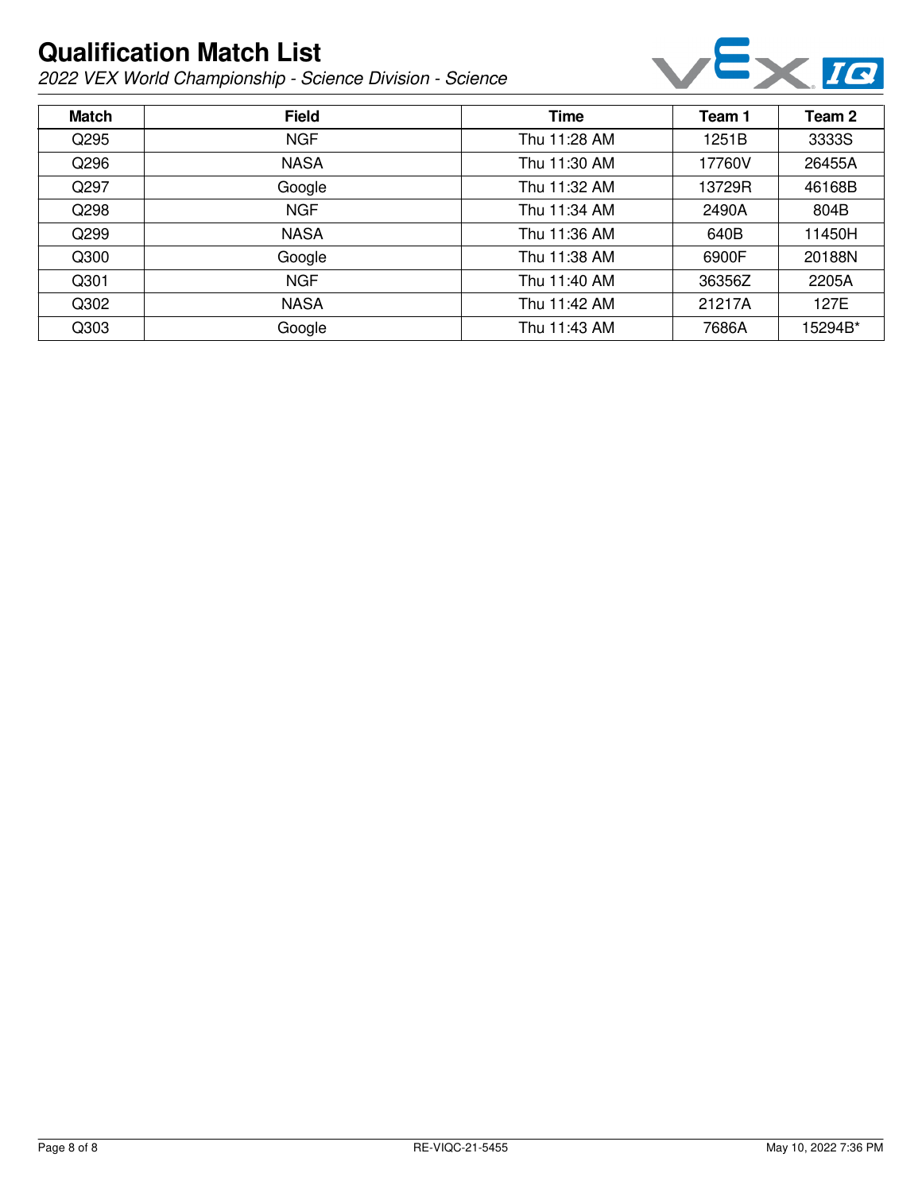# Qualification Match List

*2022 VEX World Championship - Science Division - Science*

| Match | Field | Time | Team 1 | Team 2 |
|---|---|---|---|---|
| Q295 | NGF | Thu 11:28 AM | 1251B | 3333S |
| Q296 | NASA | Thu 11:30 AM | 17760V | 26455A |
| Q297 | Google | Thu 11:32 AM | 13729R | 46168B |
| Q298 | NGF | Thu 11:34 AM | 2490A | 804B |
| Q299 | NASA | Thu 11:36 AM | 640B | 11450H |
| Q300 | Google | Thu 11:38 AM | 6900F | 20188N |
| Q301 | NGF | Thu 11:40 AM | 36356Z | 2205A |
| Q302 | NASA | Thu 11:42 AM | 21217A | 127E |
| Q303 | Google | Thu 11:43 AM | 7686A | 15294B* |